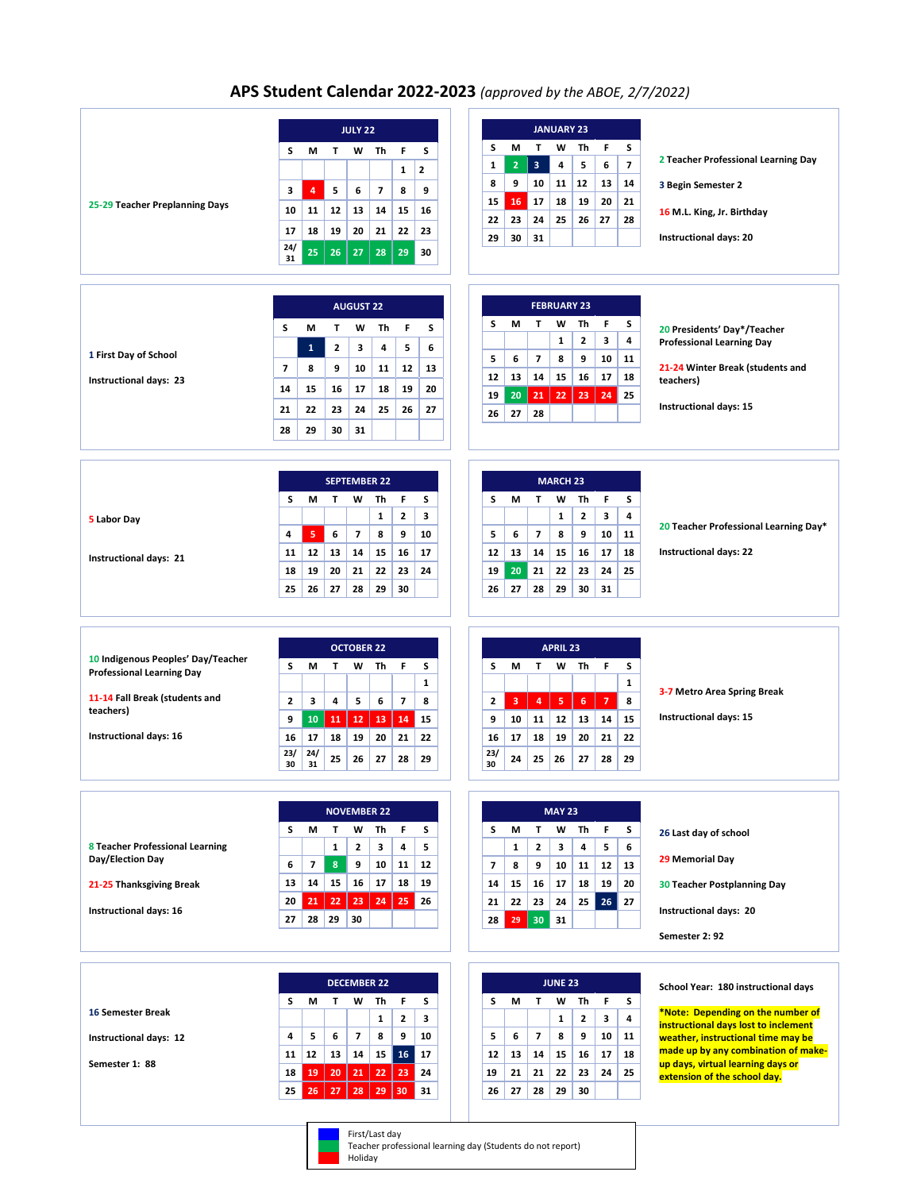# APS Student Calendar 2022-2023 *(approved by the ABOE, 2/7/2022)*

## JULY 22

| S | M | T | W | Th | F | S |
|---|---|---|---|---|---|---|
| | | | | | 1 | 2 |
| 3 | 4 | 5 | 6 | 7 | 8 | 9 |
| 10 | 11 | 12 | 13 | 14 | 15 | 16 |
| 17 | 18 | 19 | 20 | 21 | 22 | 23 |
| 24/31 | 25 | 26 | 27 | 28 | 29 | 30 |

25-29 Teacher Preplanning Days

## AUGUST 22

| S | M | T | W | Th | F | S |
|---|---|---|---|---|---|---|
| | 1 | 2 | 3 | 4 | 5 | 6 |
| 7 | 8 | 9 | 10 | 11 | 12 | 13 |
| 14 | 15 | 16 | 17 | 18 | 19 | 20 |
| 21 | 22 | 23 | 24 | 25 | 26 | 27 |
| 28 | 29 | 30 | 31 | | | |

1 First Day of School

Instructional days: 23

## SEPTEMBER 22

| S | M | T | W | Th | F | S |
|---|---|---|---|---|---|---|
| | | | | 1 | 2 | 3 |
| 4 | 5 | 6 | 7 | 8 | 9 | 10 |
| 11 | 12 | 13 | 14 | 15 | 16 | 17 |
| 18 | 19 | 20 | 21 | 22 | 23 | 24 |
| 25 | 26 | 27 | 28 | 29 | 30 | |

5 Labor Day

Instructional days: 21

## OCTOBER 22

| S | M | T | W | Th | F | S |
|---|---|---|---|---|---|---|
| | | | | | | 1 |
| 2 | 3 | 4 | 5 | 6 | 7 | 8 |
| 9 | 10 | 11 | 12 | 13 | 14 | 15 |
| 16 | 17 | 18 | 19 | 20 | 21 | 22 |
| 23/30 | 24/31 | 25 | 26 | 27 | 28 | 29 |

10 Indigenous Peoples' Day/Teacher Professional Learning Day

11-14 Fall Break (students and teachers)

Instructional days: 16

## NOVEMBER 22

| S | M | T | W | Th | F | S |
|---|---|---|---|---|---|---|
| | | 1 | 2 | 3 | 4 | 5 |
| 6 | 7 | 8 | 9 | 10 | 11 | 12 |
| 13 | 14 | 15 | 16 | 17 | 18 | 19 |
| 20 | 21 | 22 | 23 | 24 | 25 | 26 |
| 27 | 28 | 29 | 30 | | | |

8 Teacher Professional Learning Day/Election Day

21-25 Thanksgiving Break

Instructional days: 16

## DECEMBER 22

| S | M | T | W | Th | F | S |
|---|---|---|---|---|---|---|
| | | | | 1 | 2 | 3 |
| 4 | 5 | 6 | 7 | 8 | 9 | 10 |
| 11 | 12 | 13 | 14 | 15 | 16 | 17 |
| 18 | 19 | 20 | 21 | 22 | 23 | 24 |
| 25 | 26 | 27 | 28 | 29 | 30 | 31 |

16 Semester Break

Instructional days: 12

Semester 1: 88

## JANUARY 23

| S | M | T | W | Th | F | S |
|---|---|---|---|---|---|---|
| 1 | 2 | 3 | 4 | 5 | 6 | 7 |
| 8 | 9 | 10 | 11 | 12 | 13 | 14 |
| 15 | 16 | 17 | 18 | 19 | 20 | 21 |
| 22 | 23 | 24 | 25 | 26 | 27 | 28 |
| 29 | 30 | 31 | | | | |

2 Teacher Professional Learning Day

3 Begin Semester 2

16 M.L. King, Jr. Birthday

Instructional days: 20

## FEBRUARY 23

| S | M | T | W | Th | F | S |
|---|---|---|---|---|---|---|
| | | | 1 | 2 | 3 | 4 |
| 5 | 6 | 7 | 8 | 9 | 10 | 11 |
| 12 | 13 | 14 | 15 | 16 | 17 | 18 |
| 19 | 20 | 21 | 22 | 23 | 24 | 25 |
| 26 | 27 | 28 | | | | |

20 Presidents' Day*/Teacher Professional Learning Day

21-24 Winter Break (students and teachers)

Instructional days: 15

## MARCH 23

| S | M | T | W | Th | F | S |
|---|---|---|---|---|---|---|
| | | | 1 | 2 | 3 | 4 |
| 5 | 6 | 7 | 8 | 9 | 10 | 11 |
| 12 | 13 | 14 | 15 | 16 | 17 | 18 |
| 19 | 20 | 21 | 22 | 23 | 24 | 25 |
| 26 | 27 | 28 | 29 | 30 | 31 | |

20 Teacher Professional Learning Day*

Instructional days: 22

## APRIL 23

| S | M | T | W | Th | F | S |
|---|---|---|---|---|---|---|
| | | | | | | 1 |
| 2 | 3 | 4 | 5 | 6 | 7 | 8 |
| 9 | 10 | 11 | 12 | 13 | 14 | 15 |
| 16 | 17 | 18 | 19 | 20 | 21 | 22 |
| 23/30 | 24 | 25 | 26 | 27 | 28 | 29 |

3-7 Metro Area Spring Break

Instructional days: 15

## MAY 23

| S | M | T | W | Th | F | S |
|---|---|---|---|---|---|---|
| | 1 | 2 | 3 | 4 | 5 | 6 |
| 7 | 8 | 9 | 10 | 11 | 12 | 13 |
| 14 | 15 | 16 | 17 | 18 | 19 | 20 |
| 21 | 22 | 23 | 24 | 25 | 26 | 27 |
| 28 | 29 | 30 | 31 | | | |

26 Last day of school

29 Memorial Day

30 Teacher Postplanning Day

Instructional days: 20

Semester 2: 92

## JUNE 23

| S | M | T | W | Th | F | S |
|---|---|---|---|---|---|---|
| | | | 1 | 2 | 3 | 4 |
| 5 | 6 | 7 | 8 | 9 | 10 | 11 |
| 12 | 13 | 14 | 15 | 16 | 17 | 18 |
| 19 | 20 | 21 | 21 | 22 | 23 | 24 | 25 |
| 26 | 27 | 28 | 29 | 30 | | |

School Year: 180 instructional days

*Note: Depending on the number of instructional days lost to inclement weather, instructional time may be made up by any combination of make-up days, virtual learning days or extension of the school day.

First/Last day

Teacher professional learning day (Students do not report)

Holiday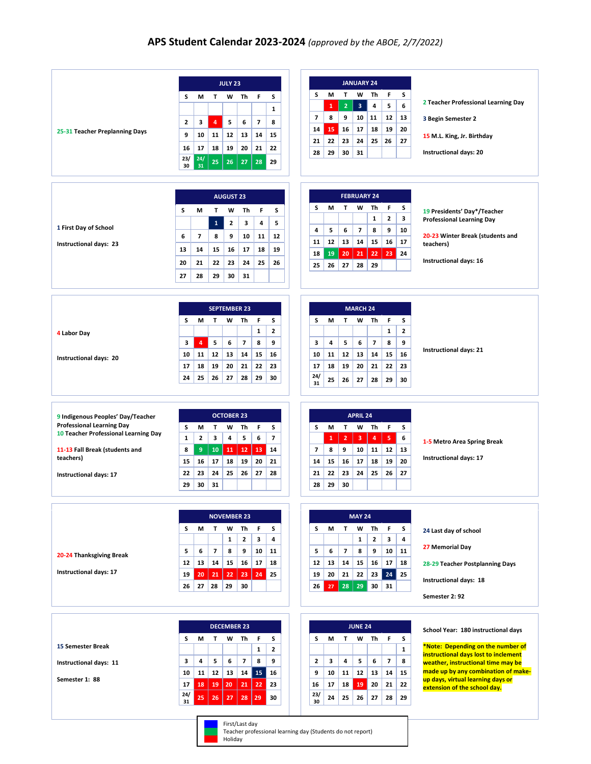# APS Student Calendar 2023-2024 *(approved by the ABOE, 2/7/2022)*

**25-31** Teacher Preplanning Days

| JULY 23 | | | | | | |
|---|---|---|---|---|---|---|
| S | M | T | W | Th | F | S |
| | | | | | | 1 |
| 2 | 3 | 4 | 5 | 6 | 7 | 8 |
| 9 | 10 | 11 | 12 | 13 | 14 | 15 |
| 16 | 17 | 18 | 19 | 20 | 21 | 22 |
| 23/30 | 24/31 | 25 | 26 | 27 | 28 | 29 |

**1** First Day of School

**Instructional days: 23**

| AUGUST 23 | | | | | | |
|---|---|---|---|---|---|---|
| S | M | T | W | Th | F | S |
| | | 1 | 2 | 3 | 4 | 5 |
| 6 | 7 | 8 | 9 | 10 | 11 | 12 |
| 13 | 14 | 15 | 16 | 17 | 18 | 19 |
| 20 | 21 | 22 | 23 | 24 | 25 | 26 |
| 27 | 28 | 29 | 30 | 31 | | |

**4** Labor Day

**Instructional days: 20**

| SEPTEMBER 23 | | | | | | |
|---|---|---|---|---|---|---|
| S | M | T | W | Th | F | S |
| | | | | | 1 | 2 |
| 3 | 4 | 5 | 6 | 7 | 8 | 9 |
| 10 | 11 | 12 | 13 | 14 | 15 | 16 |
| 17 | 18 | 19 | 20 | 21 | 22 | 23 |
| 24 | 25 | 26 | 27 | 28 | 29 | 30 |

**9** Indigenous Peoples' Day/Teacher Professional Learning Day
**10** Teacher Professional Learning Day

**11-13** Fall Break (students and teachers)

**Instructional days: 17**

| OCTOBER 23 | | | | | | |
|---|---|---|---|---|---|---|
| S | M | T | W | Th | F | S |
| 1 | 2 | 3 | 4 | 5 | 6 | 7 |
| 8 | 9 | 10 | 11 | 12 | 13 | 14 |
| 15 | 16 | 17 | 18 | 19 | 20 | 21 |
| 22 | 23 | 24 | 25 | 26 | 27 | 28 |
| 29 | 30 | 31 | | | | |

**20-24** Thanksgiving Break

**Instructional days: 17**

| NOVEMBER 23 | | | | | | |
|---|---|---|---|---|---|---|
| S | M | T | W | Th | F | S |
| | | | 1 | 2 | 3 | 4 |
| 5 | 6 | 7 | 8 | 9 | 10 | 11 |
| 12 | 13 | 14 | 15 | 16 | 17 | 18 |
| 19 | 20 | 21 | 22 | 23 | 24 | 25 |
| 26 | 27 | 28 | 29 | 30 | | |

**15** Semester Break

**Instructional days: 11**

**Semester 1: 88**

| DECEMBER 23 | | | | | | |
|---|---|---|---|---|---|---|
| S | M | T | W | Th | F | S |
| | | | | | 1 | 2 |
| 3 | 4 | 5 | 6 | 7 | 8 | 9 |
| 10 | 11 | 12 | 13 | 14 | 15 | 16 |
| 17 | 18 | 19 | 20 | 21 | 22 | 23 |
| 24/31 | 25 | 26 | 27 | 28 | 29 | 30 |

| JANUARY 24 | | | | | | |
|---|---|---|---|---|---|---|
| S | M | T | W | Th | F | S |
| | 1 | 2 | 3 | 4 | 5 | 6 |
| 7 | 8 | 9 | 10 | 11 | 12 | 13 |
| 14 | 15 | 16 | 17 | 18 | 19 | 20 |
| 21 | 22 | 23 | 24 | 25 | 26 | 27 |
| 28 | 29 | 30 | 31 | | | |

**2** Teacher Professional Learning Day

**3** Begin Semester 2

**15** M.L. King, Jr. Birthday

**Instructional days: 20**

| FEBRUARY 24 | | | | | | |
|---|---|---|---|---|---|---|
| S | M | T | W | Th | F | S |
| | | | | 1 | 2 | 3 |
| 4 | 5 | 6 | 7 | 8 | 9 | 10 |
| 11 | 12 | 13 | 14 | 15 | 16 | 17 |
| 18 | 19 | 20 | 21 | 22 | 23 | 24 |
| 25 | 26 | 27 | 28 | 29 | | |

**19** Presidents' Day*/Teacher Professional Learning Day

**20-23** Winter Break (students and teachers)

**Instructional days: 16**

| MARCH 24 | | | | | | |
|---|---|---|---|---|---|---|
| S | M | T | W | Th | F | S |
| | | | | | 1 | 2 |
| 3 | 4 | 5 | 6 | 7 | 8 | 9 |
| 10 | 11 | 12 | 13 | 14 | 15 | 16 |
| 17 | 18 | 19 | 20 | 21 | 22 | 23 |
| 24/31 | 25 | 26 | 27 | 28 | 29 | 30 |

**Instructional days: 21**

| APRIL 24 | | | | | | |
|---|---|---|---|---|---|---|
| S | M | T | W | Th | F | S |
| | 1 | 2 | 3 | 4 | 5 | 6 |
| 7 | 8 | 9 | 10 | 11 | 12 | 13 |
| 14 | 15 | 16 | 17 | 18 | 19 | 20 |
| 21 | 22 | 23 | 24 | 25 | 26 | 27 |
| 28 | 29 | 30 | | | | |

**1-5** Metro Area Spring Break

**Instructional days: 17**

| MAY 24 | | | | | | |
|---|---|---|---|---|---|---|
| S | M | T | W | Th | F | S |
| | | | 1 | 2 | 3 | 4 |
| 5 | 6 | 7 | 8 | 9 | 10 | 11 |
| 12 | 13 | 14 | 15 | 16 | 17 | 18 |
| 19 | 20 | 21 | 22 | 23 | 24 | 25 |
| 26 | 27 | 28 | 29 | 30 | 31 | |

**24** Last day of school

**27** Memorial Day

**28-29** Teacher Postplanning Days

**Instructional days: 18**

**Semester 2: 92**

| JUNE 24 | | | | | | |
|---|---|---|---|---|---|---|
| S | M | T | W | Th | F | S |
| | | | | | | 1 |
| 2 | 3 | 4 | 5 | 6 | 7 | 8 |
| 9 | 10 | 11 | 12 | 13 | 14 | 15 |
| 16 | 17 | 18 | 19 | 20 | 21 | 22 |
| 23/30 | 24 | 25 | 26 | 27 | 28 | 29 |

**School Year: 180 instructional days**

***Note: Depending on the number of instructional days lost to inclement weather, instructional time may be made up by any combination of make-up days, virtual learning days or extension of the school day.**

First/Last day
Teacher professional learning day (Students do not report)
Holiday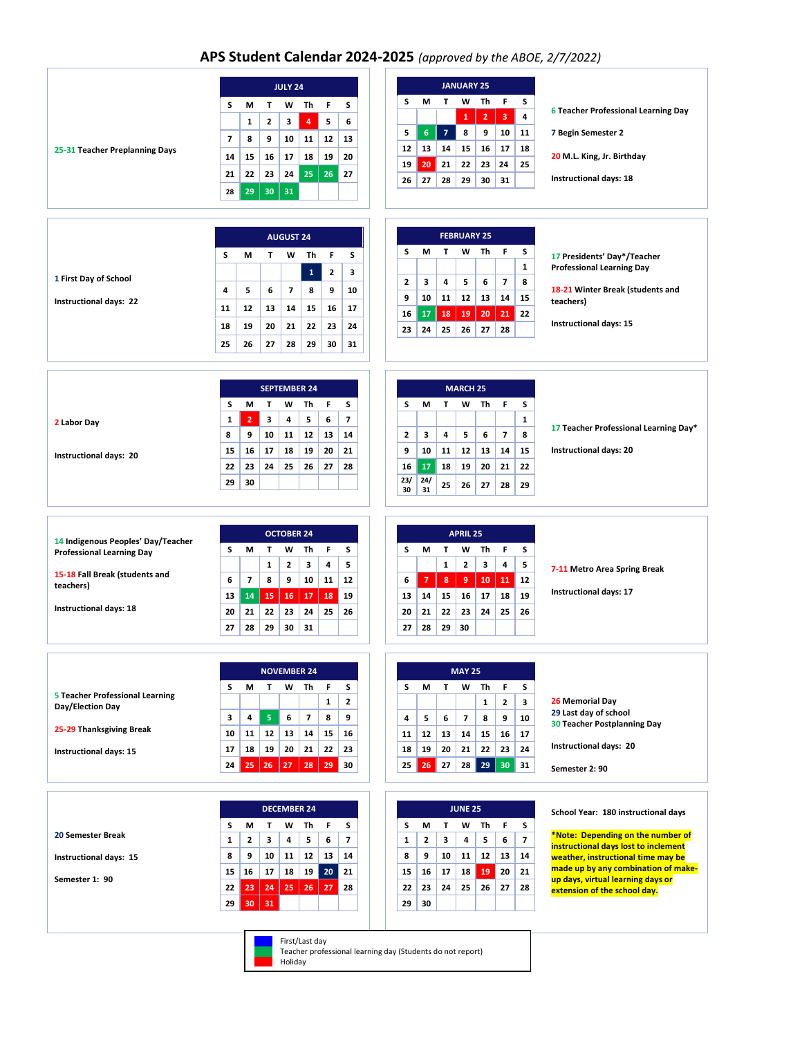# APS Student Calendar 2024-2025 *(approved by the ABOE, 2/7/2022)*

**25-31** Teacher Preplanning Days

**JULY 24**

| S | M | T | W | Th | F | S |
|---|---|---|---|---|---|---|
| | 1 | 2 | 3 | 4 | 5 | 6 |
| 7 | 8 | 9 | 10 | 11 | 12 | 13 |
| 14 | 15 | 16 | 17 | 18 | 19 | 20 |
| 21 | 22 | 23 | 24 | 25 | 26 | 27 |
| 28 | 29 | 30 | 31 | | | |

**1** First Day of School

Instructional days: 22

**AUGUST 24**

| S | M | T | W | Th | F | S |
|---|---|---|---|---|---|---|
| | | | | 1 | 2 | 3 |
| 4 | 5 | 6 | 7 | 8 | 9 | 10 |
| 11 | 12 | 13 | 14 | 15 | 16 | 17 |
| 18 | 19 | 20 | 21 | 22 | 23 | 24 |
| 25 | 26 | 27 | 28 | 29 | 30 | 31 |

**2** Labor Day

Instructional days: 20

**SEPTEMBER 24**

| S | M | T | W | Th | F | S |
|---|---|---|---|---|---|---|
| 1 | 2 | 3 | 4 | 5 | 6 | 7 |
| 8 | 9 | 10 | 11 | 12 | 13 | 14 |
| 15 | 16 | 17 | 18 | 19 | 20 | 21 |
| 22 | 23 | 24 | 25 | 26 | 27 | 28 |
| 29 | 30 | | | | | |

**14** Indigenous Peoples' Day/Teacher Professional Learning Day

**15-18** Fall Break (students and teachers)

Instructional days: 18

**OCTOBER 24**

| S | M | T | W | Th | F | S |
|---|---|---|---|---|---|---|
| | | 1 | 2 | 3 | 4 | 5 |
| 6 | 7 | 8 | 9 | 10 | 11 | 12 |
| 13 | 14 | 15 | 16 | 17 | 18 | 19 |
| 20 | 21 | 22 | 23 | 24 | 25 | 26 |
| 27 | 28 | 29 | 30 | 31 | | |

**5** Teacher Professional Learning Day/Election Day

**25-29** Thanksgiving Break

Instructional days: 15

**NOVEMBER 24**

| S | M | T | W | Th | F | S |
|---|---|---|---|---|---|---|
| | | | | | 1 | 2 |
| 3 | 4 | 5 | 6 | 7 | 8 | 9 |
| 10 | 11 | 12 | 13 | 14 | 15 | 16 |
| 17 | 18 | 19 | 20 | 21 | 22 | 23 |
| 24 | 25 | 26 | 27 | 28 | 29 | 30 |

**20** Semester Break

Instructional days: 15

Semester 1: 90

**DECEMBER 24**

| S | M | T | W | Th | F | S |
|---|---|---|---|---|---|---|
| 1 | 2 | 3 | 4 | 5 | 6 | 7 |
| 8 | 9 | 10 | 11 | 12 | 13 | 14 |
| 15 | 16 | 17 | 18 | 19 | 20 | 21 |
| 22 | 23 | 24 | 25 | 26 | 27 | 28 |
| 29 | 30 | 31 | | | | |

**JANUARY 25**

| S | M | T | W | Th | F | S |
|---|---|---|---|---|---|---|
| | | | 1 | 2 | 3 | 4 |
| 5 | 6 | 7 | 8 | 9 | 10 | 11 |
| 12 | 13 | 14 | 15 | 16 | 17 | 18 |
| 19 | 20 | 21 | 22 | 23 | 24 | 25 |
| 26 | 27 | 28 | 29 | 30 | 31 | |

**6** Teacher Professional Learning Day

**7** Begin Semester 2

**20** M.L. King, Jr. Birthday

Instructional days: 18

**FEBRUARY 25**

| S | M | T | W | Th | F | S |
|---|---|---|---|---|---|---|
| | | | | | | 1 |
| 2 | 3 | 4 | 5 | 6 | 7 | 8 |
| 9 | 10 | 11 | 12 | 13 | 14 | 15 |
| 16 | 17 | 18 | 19 | 20 | 21 | 22 |
| 23 | 24 | 25 | 26 | 27 | 28 | |

**17** Presidents' Day*/Teacher Professional Learning Day

**18-21** Winter Break (students and teachers)

Instructional days: 15

**MARCH 25**

| S | M | T | W | Th | F | S |
|---|---|---|---|---|---|---|
| | | | | | | 1 |
| 2 | 3 | 4 | 5 | 6 | 7 | 8 |
| 9 | 10 | 11 | 12 | 13 | 14 | 15 |
| 16 | 17 | 18 | 19 | 20 | 21 | 22 |
| 23/30 | 24/31 | 25 | 26 | 27 | 28 | 29 |

**17** Teacher Professional Learning Day*

Instructional days: 20

**APRIL 25**

| S | M | T | W | Th | F | S |
|---|---|---|---|---|---|---|
| | | 1 | 2 | 3 | 4 | 5 |
| 6 | 7 | 8 | 9 | 10 | 11 | 12 |
| 13 | 14 | 15 | 16 | 17 | 18 | 19 |
| 20 | 21 | 22 | 23 | 24 | 25 | 26 |
| 27 | 28 | 29 | 30 | | | |

**7-11** Metro Area Spring Break

Instructional days: 17

**MAY 25**

| S | M | T | W | Th | F | S |
|---|---|---|---|---|---|---|
| | | | | 1 | 2 | 3 |
| 4 | 5 | 6 | 7 | 8 | 9 | 10 |
| 11 | 12 | 13 | 14 | 15 | 16 | 17 |
| 18 | 19 | 20 | 21 | 22 | 23 | 24 |
| 25 | 26 | 27 | 28 | 29 | 30 | 31 |

**26** Memorial Day
**29** Last day of school
**30** Teacher Postplanning Day

Instructional days: 20

Semester 2: 90

**JUNE 25**

| S | M | T | W | Th | F | S |
|---|---|---|---|---|---|---|
| 1 | 2 | 3 | 4 | 5 | 6 | 7 |
| 8 | 9 | 10 | 11 | 12 | 13 | 14 |
| 15 | 16 | 17 | 18 | 19 | 20 | 21 |
| 22 | 23 | 24 | 25 | 26 | 27 | 28 |
| 29 | 30 | | | | | |

School Year: 180 instructional days

***Note: Depending on the number of instructional days lost to inclement weather, instructional time may be made up by any combination of make-up days, virtual learning days or extension of the school day.**

First/Last day
Teacher professional learning day (Students do not report)
Holiday